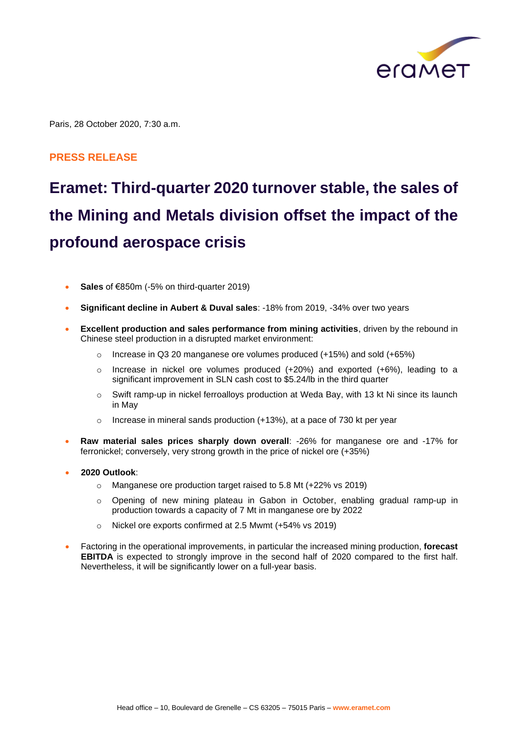Paris, 28 October 2020, 7:30 a.m.

**PRESS RELEASE**

# Eramet: Third-quarter 2020 turnover stable, the sales of the Mining and Metals division offset the impact of the profound aerospace crisis

- **Sales** of €850m (-5% on third-quarter 2019)
- **Significant decline in Aubert & Duval sales**: -18% from 2019, -34% over two years
- **Excellent production and sales performance from mining activities**, driven by the rebound in Chinese steel production in a disrupted market environment:
  - Increase in Q3 20 manganese ore volumes produced (+15%) and sold (+65%)
  - Increase in nickel ore volumes produced (+20%) and exported (+6%), leading to a significant improvement in SLN cash cost to $5.24/lb in the third quarter
  - Swift ramp-up in nickel ferroalloys production at Weda Bay, with 13 kt Ni since its launch in May
  - Increase in mineral sands production (+13%), at a pace of 730 kt per year
- **Raw material sales prices sharply down overall**: -26% for manganese ore and -17% for ferronickel; conversely, very strong growth in the price of nickel ore (+35%)
- **2020 Outlook**:
  - Manganese ore production target raised to 5.8 Mt (+22% vs 2019)
  - Opening of new mining plateau in Gabon in October, enabling gradual ramp-up in production towards a capacity of 7 Mt in manganese ore by 2022
  - Nickel ore exports confirmed at 2.5 Mwmt (+54% vs 2019)
- Factoring in the operational improvements, in particular the increased mining production, **forecast EBITDA** is expected to strongly improve in the second half of 2020 compared to the first half. Nevertheless, it will be significantly lower on a full-year basis.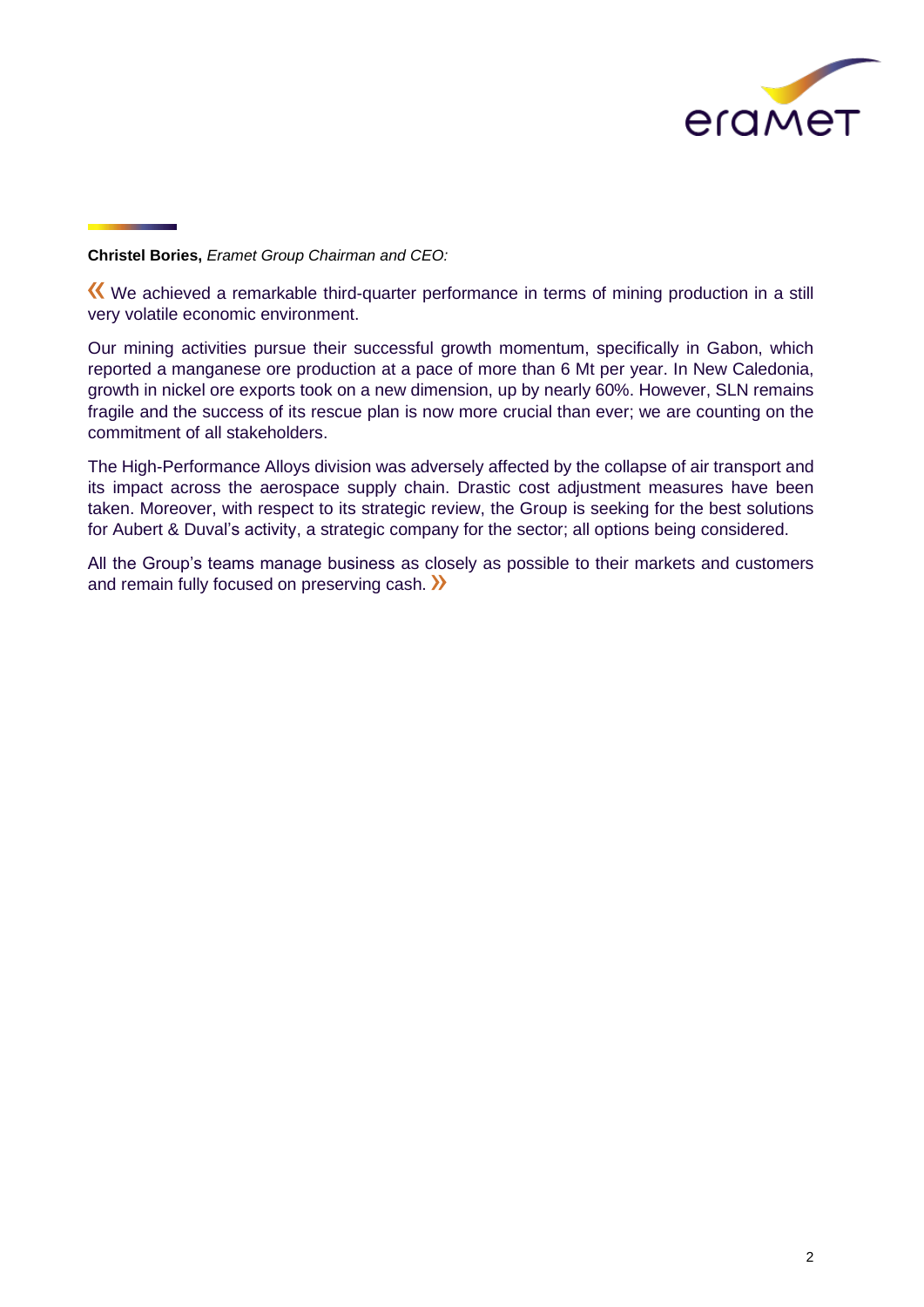**Christel Bories,** *Eramet Group Chairman and CEO:*

« We achieved a remarkable third-quarter performance in terms of mining production in a still very volatile economic environment.

Our mining activities pursue their successful growth momentum, specifically in Gabon, which reported a manganese ore production at a pace of more than 6 Mt per year. In New Caledonia, growth in nickel ore exports took on a new dimension, up by nearly 60%. However, SLN remains fragile and the success of its rescue plan is now more crucial than ever; we are counting on the commitment of all stakeholders.

The High-Performance Alloys division was adversely affected by the collapse of air transport and its impact across the aerospace supply chain. Drastic cost adjustment measures have been taken. Moreover, with respect to its strategic review, the Group is seeking for the best solutions for Aubert & Duval's activity, a strategic company for the sector; all options being considered.

All the Group's teams manage business as closely as possible to their markets and customers and remain fully focused on preserving cash. »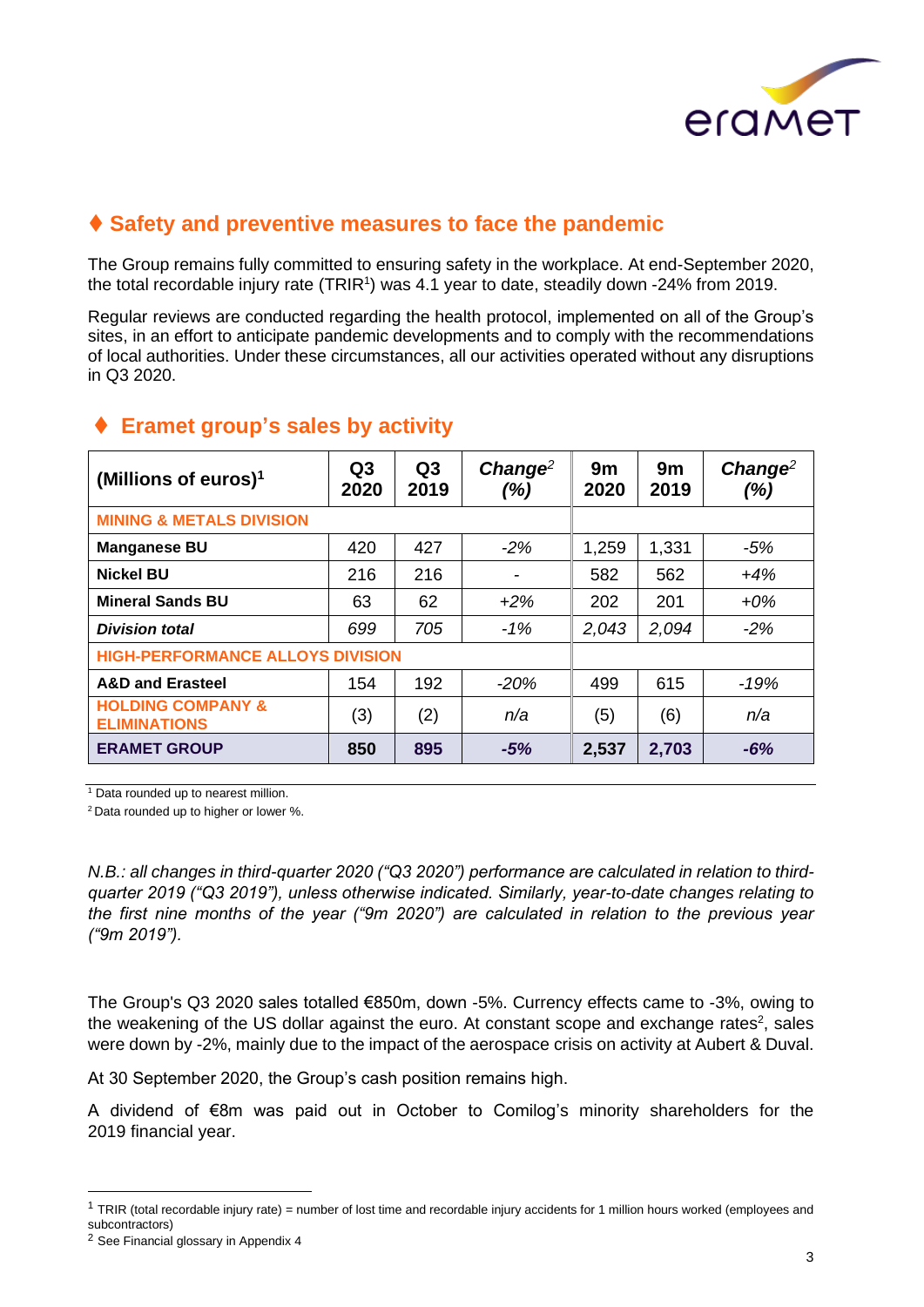## ♦ Safety and preventive measures to face the pandemic

The Group remains fully committed to ensuring safety in the workplace. At end-September 2020, the total recordable injury rate (TRIR[1]) was 4.1 year to date, steadily down -24% from 2019.

Regular reviews are conducted regarding the health protocol, implemented on all of the Group's sites, in an effort to anticipate pandemic developments and to comply with the recommendations of local authorities. Under these circumstances, all our activities operated without any disruptions in Q3 2020.

## ♦ Eramet group's sales by activity

| (Millions of euros)[1] | Q3 2020 | Q3 2019 | *Change[2] (%)* | 9m 2020 | 9m 2019 | *Change[2] (%)* |
|---|---|---|---|---|---|---|
| **MINING & METALS DIVISION** | | | | | | |
| **Manganese BU** | 420 | 427 | *-2%* | 1,259 | 1,331 | *-5%* |
| **Nickel BU** | 216 | 216 | - | 582 | 562 | *+4%* |
| **Mineral Sands BU** | 63 | 62 | *+2%* | 202 | 201 | *+0%* |
| ***Division total*** | *699* | *705* | *-1%* | *2,043* | *2,094* | *-2%* |
| **HIGH-PERFORMANCE ALLOYS DIVISION** | | | | | | |
| **A&D and Erasteel** | 154 | 192 | *-20%* | 499 | 615 | *-19%* |
| **HOLDING COMPANY & ELIMINATIONS** | (3) | (2) | *n/a* | (5) | (6) | *n/a* |
| **ERAMET GROUP** | **850** | **895** | ***-5%*** | **2,537** | **2,703** | ***-6%*** |

[1] Data rounded up to nearest million.

[2] Data rounded up to higher or lower %.

*N.B.: all changes in third-quarter 2020 ("Q3 2020") performance are calculated in relation to third-quarter 2019 ("Q3 2019"), unless otherwise indicated. Similarly, year-to-date changes relating to the first nine months of the year ("9m 2020") are calculated in relation to the previous year ("9m 2019").*

The Group's Q3 2020 sales totalled €850m, down -5%. Currency effects came to -3%, owing to the weakening of the US dollar against the euro. At constant scope and exchange rates[2], sales were down by -2%, mainly due to the impact of the aerospace crisis on activity at Aubert & Duval.

At 30 September 2020, the Group's cash position remains high.

A dividend of €8m was paid out in October to Comilog's minority shareholders for the 2019 financial year.

[1] TRIR (total recordable injury rate) = number of lost time and recordable injury accidents for 1 million hours worked (employees and subcontractors)

[2] See Financial glossary in Appendix 4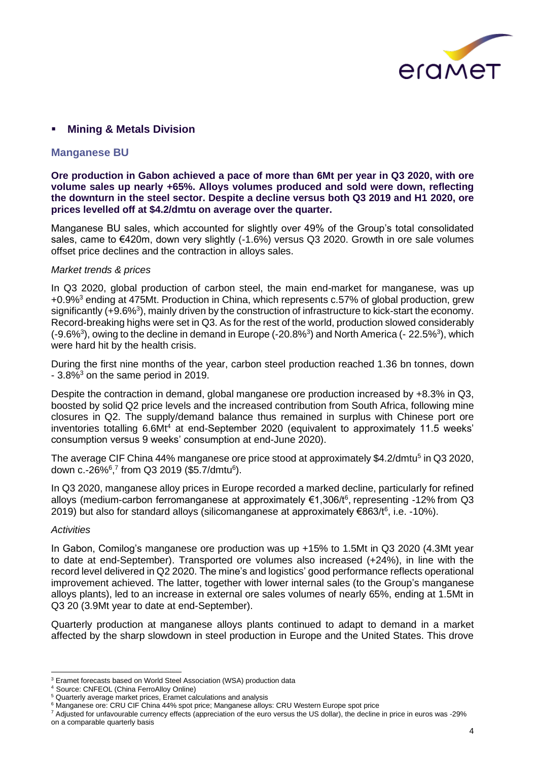- **Mining & Metals Division**

### Manganese BU

**Ore production in Gabon achieved a pace of more than 6Mt per year in Q3 2020, with ore volume sales up nearly +65%. Alloys volumes produced and sold were down, reflecting the downturn in the steel sector. Despite a decline versus both Q3 2019 and H1 2020, ore prices levelled off at $4.2/dmtu on average over the quarter.**

Manganese BU sales, which accounted for slightly over 49% of the Group's total consolidated sales, came to €420m, down very slightly (-1.6%) versus Q3 2020. Growth in ore sale volumes offset price declines and the contraction in alloys sales.

*Market trends & prices*

In Q3 2020, global production of carbon steel, the main end-market for manganese, was up +0.9%[3] ending at 475Mt. Production in China, which represents c.57% of global production, grew significantly (+9.6%[3]), mainly driven by the construction of infrastructure to kick-start the economy. Record-breaking highs were set in Q3. As for the rest of the world, production slowed considerably (-9.6%[3]), owing to the decline in demand in Europe (-20.8%[3]) and North America (- 22.5%[3]), which were hard hit by the health crisis.

During the first nine months of the year, carbon steel production reached 1.36 bn tonnes, down - 3.8%[3] on the same period in 2019.

Despite the contraction in demand, global manganese ore production increased by +8.3% in Q3, boosted by solid Q2 price levels and the increased contribution from South Africa, following mine closures in Q2. The supply/demand balance thus remained in surplus with Chinese port ore inventories totalling 6.6Mt[4] at end-September 2020 (equivalent to approximately 11.5 weeks' consumption versus 9 weeks' consumption at end-June 2020).

The average CIF China 44% manganese ore price stood at approximately $4.2/dmtu[5] in Q3 2020, down c.-26%[6],[7] from Q3 2019 ($5.7/dmtu[6]).

In Q3 2020, manganese alloy prices in Europe recorded a marked decline, particularly for refined alloys (medium-carbon ferromanganese at approximately €1,306/t[6], representing -12% from Q3 2019) but also for standard alloys (silicomanganese at approximately €863/t[6], i.e. -10%).

*Activities*

In Gabon, Comilog's manganese ore production was up +15% to 1.5Mt in Q3 2020 (4.3Mt year to date at end-September). Transported ore volumes also increased (+24%), in line with the record level delivered in Q2 2020. The mine's and logistics' good performance reflects operational improvement achieved. The latter, together with lower internal sales (to the Group's manganese alloys plants), led to an increase in external ore sales volumes of nearly 65%, ending at 1.5Mt in Q3 20 (3.9Mt year to date at end-September).

Quarterly production at manganese alloys plants continued to adapt to demand in a market affected by the sharp slowdown in steel production in Europe and the United States. This drove

---

[3] Eramet forecasts based on World Steel Association (WSA) production data

[4] Source: CNFEOL (China FerroAlloy Online)

[5] Quarterly average market prices, Eramet calculations and analysis

[6] Manganese ore: CRU CIF China 44% spot price; Manganese alloys: CRU Western Europe spot price

[7] Adjusted for unfavourable currency effects (appreciation of the euro versus the US dollar), the decline in price in euros was -29% on a comparable quarterly basis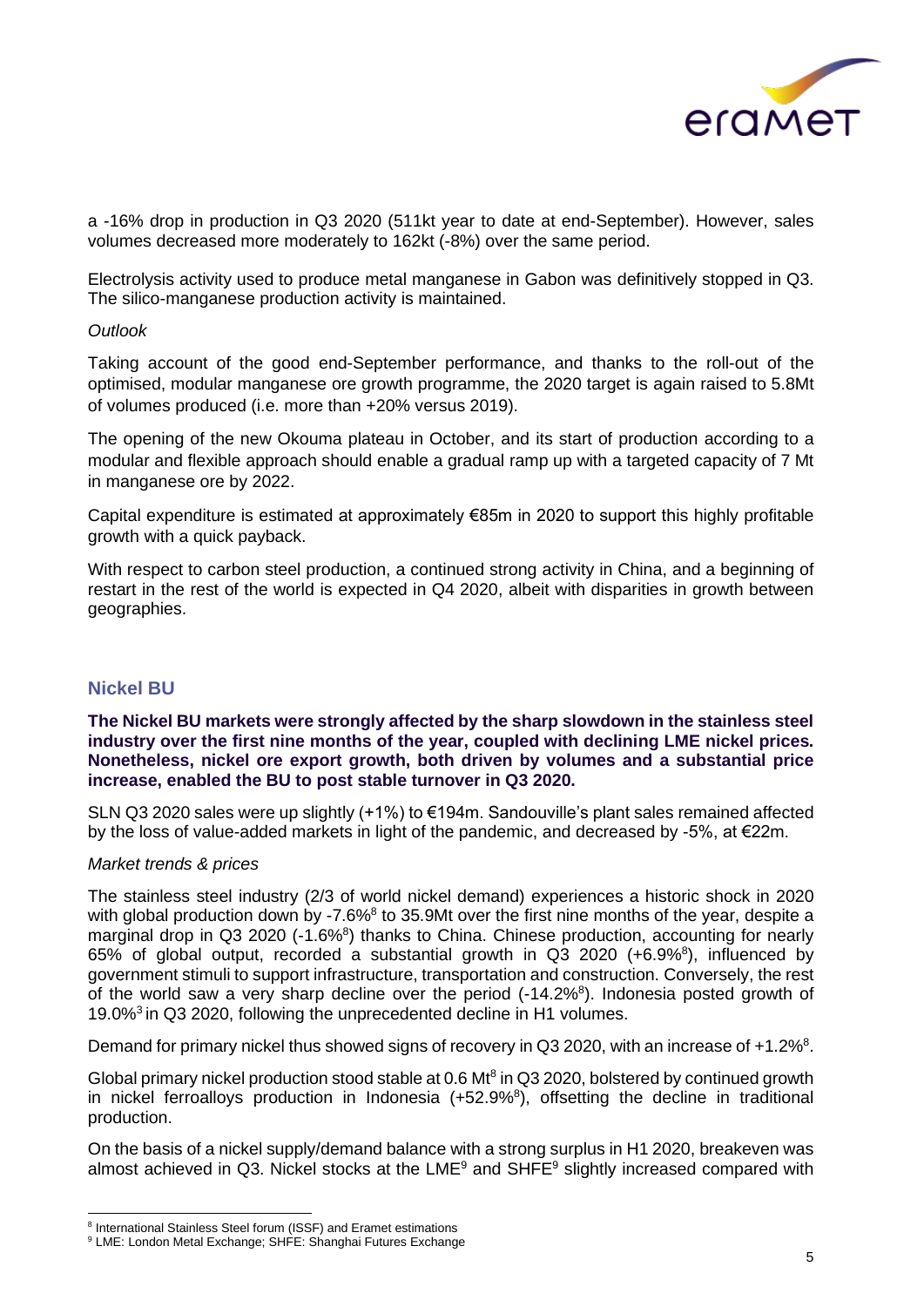a -16% drop in production in Q3 2020 (511kt year to date at end-September). However, sales volumes decreased more moderately to 162kt (-8%) over the same period.

Electrolysis activity used to produce metal manganese in Gabon was definitively stopped in Q3. The silico-manganese production activity is maintained.

*Outlook*

Taking account of the good end-September performance, and thanks to the roll-out of the optimised, modular manganese ore growth programme, the 2020 target is again raised to 5.8Mt of volumes produced (i.e. more than +20% versus 2019).

The opening of the new Okouma plateau in October, and its start of production according to a modular and flexible approach should enable a gradual ramp up with a targeted capacity of 7 Mt in manganese ore by 2022.

Capital expenditure is estimated at approximately €85m in 2020 to support this highly profitable growth with a quick payback.

With respect to carbon steel production, a continued strong activity in China, and a beginning of restart in the rest of the world is expected in Q4 2020, albeit with disparities in growth between geographies.

## Nickel BU

**The Nickel BU markets were strongly affected by the sharp slowdown in the stainless steel industry over the first nine months of the year, coupled with declining LME nickel prices. Nonetheless, nickel ore export growth, both driven by volumes and a substantial price increase, enabled the BU to post stable turnover in Q3 2020.**

SLN Q3 2020 sales were up slightly (+1%) to €194m. Sandouville's plant sales remained affected by the loss of value-added markets in light of the pandemic, and decreased by -5%, at €22m.

*Market trends & prices*

The stainless steel industry (2/3 of world nickel demand) experiences a historic shock in 2020 with global production down by -7.6%[8] to 35.9Mt over the first nine months of the year, despite a marginal drop in Q3 2020 (-1.6%[8]) thanks to China. Chinese production, accounting for nearly 65% of global output, recorded a substantial growth in Q3 2020 (+6.9%[8]), influenced by government stimuli to support infrastructure, transportation and construction. Conversely, the rest of the world saw a very sharp decline over the period (-14.2%[8]). Indonesia posted growth of 19.0%[3] in Q3 2020, following the unprecedented decline in H1 volumes.

Demand for primary nickel thus showed signs of recovery in Q3 2020, with an increase of +1.2%[8].

Global primary nickel production stood stable at 0.6 Mt[8] in Q3 2020, bolstered by continued growth in nickel ferroalloys production in Indonesia (+52.9%[8]), offsetting the decline in traditional production.

On the basis of a nickel supply/demand balance with a strong surplus in H1 2020, breakeven was almost achieved in Q3. Nickel stocks at the LME[9] and SHFE[9] slightly increased compared with

[8] International Stainless Steel forum (ISSF) and Eramet estimations

[9] LME: London Metal Exchange; SHFE: Shanghai Futures Exchange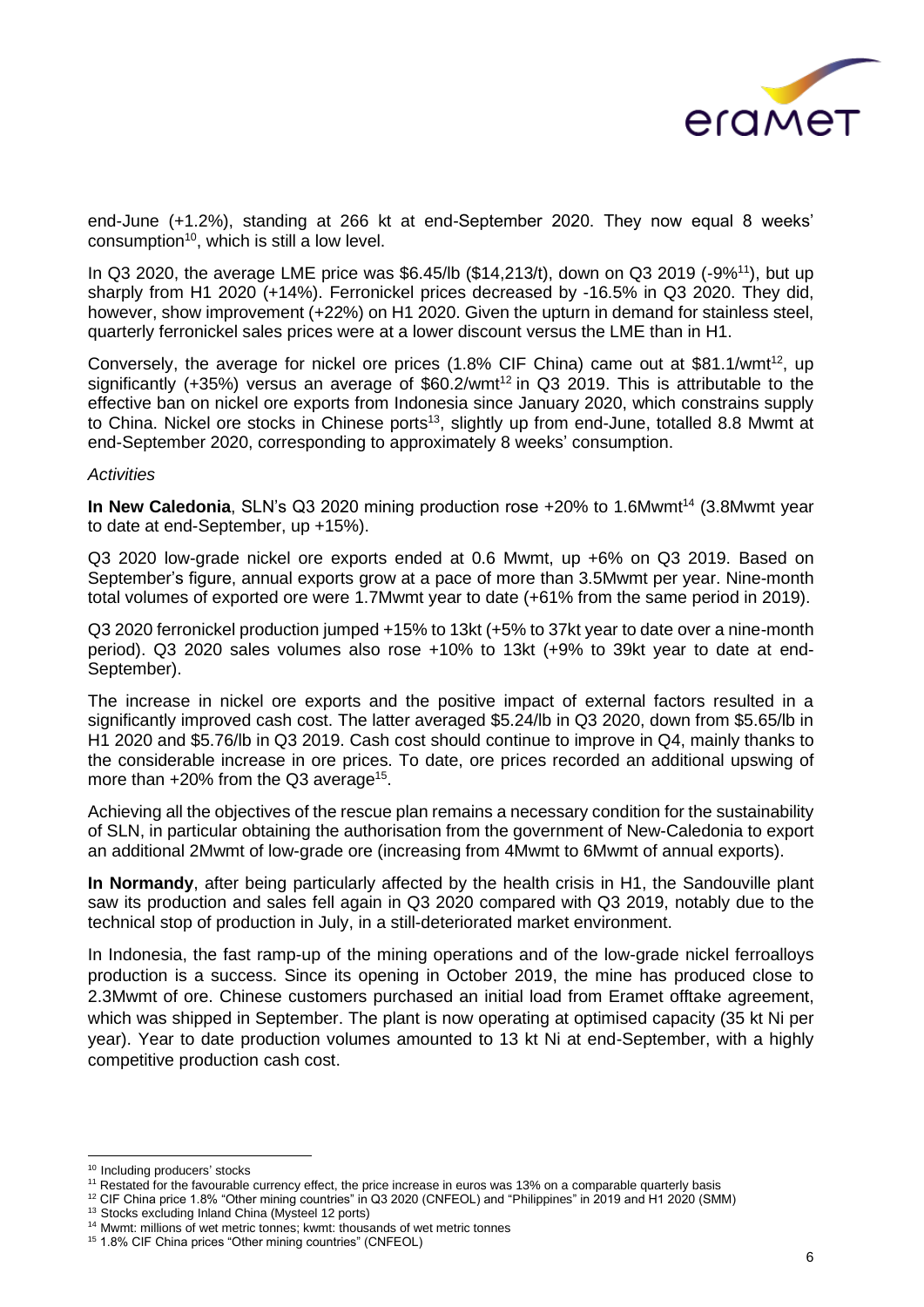end-June (+1.2%), standing at 266 kt at end-September 2020. They now equal 8 weeks' consumption[10], which is still a low level.

In Q3 2020, the average LME price was \$6.45/lb (\$14,213/t), down on Q3 2019 (-9%[11]), but up sharply from H1 2020 (+14%). Ferronickel prices decreased by -16.5% in Q3 2020. They did, however, show improvement (+22%) on H1 2020. Given the upturn in demand for stainless steel, quarterly ferronickel sales prices were at a lower discount versus the LME than in H1.

Conversely, the average for nickel ore prices (1.8% CIF China) came out at \$81.1/wmt[12], up significantly (+35%) versus an average of \$60.2/wmt[12] in Q3 2019. This is attributable to the effective ban on nickel ore exports from Indonesia since January 2020, which constrains supply to China. Nickel ore stocks in Chinese ports[13], slightly up from end-June, totalled 8.8 Mwmt at end-September 2020, corresponding to approximately 8 weeks' consumption.

*Activities*

**In New Caledonia**, SLN's Q3 2020 mining production rose +20% to 1.6Mwmt[14] (3.8Mwmt year to date at end-September, up +15%).

Q3 2020 low-grade nickel ore exports ended at 0.6 Mwmt, up +6% on Q3 2019. Based on September's figure, annual exports grow at a pace of more than 3.5Mwmt per year. Nine-month total volumes of exported ore were 1.7Mwmt year to date (+61% from the same period in 2019).

Q3 2020 ferronickel production jumped +15% to 13kt (+5% to 37kt year to date over a nine-month period). Q3 2020 sales volumes also rose +10% to 13kt (+9% to 39kt year to date at end-September).

The increase in nickel ore exports and the positive impact of external factors resulted in a significantly improved cash cost. The latter averaged \$5.24/lb in Q3 2020, down from \$5.65/lb in H1 2020 and \$5.76/lb in Q3 2019. Cash cost should continue to improve in Q4, mainly thanks to the considerable increase in ore prices. To date, ore prices recorded an additional upswing of more than +20% from the Q3 average[15].

Achieving all the objectives of the rescue plan remains a necessary condition for the sustainability of SLN, in particular obtaining the authorisation from the government of New-Caledonia to export an additional 2Mwmt of low-grade ore (increasing from 4Mwmt to 6Mwmt of annual exports).

**In Normandy**, after being particularly affected by the health crisis in H1, the Sandouville plant saw its production and sales fell again in Q3 2020 compared with Q3 2019, notably due to the technical stop of production in July, in a still-deteriorated market environment.

In Indonesia, the fast ramp-up of the mining operations and of the low-grade nickel ferroalloys production is a success. Since its opening in October 2019, the mine has produced close to 2.3Mwmt of ore. Chinese customers purchased an initial load from Eramet offtake agreement, which was shipped in September. The plant is now operating at optimised capacity (35 kt Ni per year). Year to date production volumes amounted to 13 kt Ni at end-September, with a highly competitive production cash cost.

---

[10] Including producers' stocks

[11] Restated for the favourable currency effect, the price increase in euros was 13% on a comparable quarterly basis

[12] CIF China price 1.8% "Other mining countries" in Q3 2020 (CNFEOL) and "Philippines" in 2019 and H1 2020 (SMM)

[13] Stocks excluding Inland China (Mysteel 12 ports)

[14] Mwmt: millions of wet metric tonnes; kwmt: thousands of wet metric tonnes

[15] 1.8% CIF China prices "Other mining countries" (CNFEOL)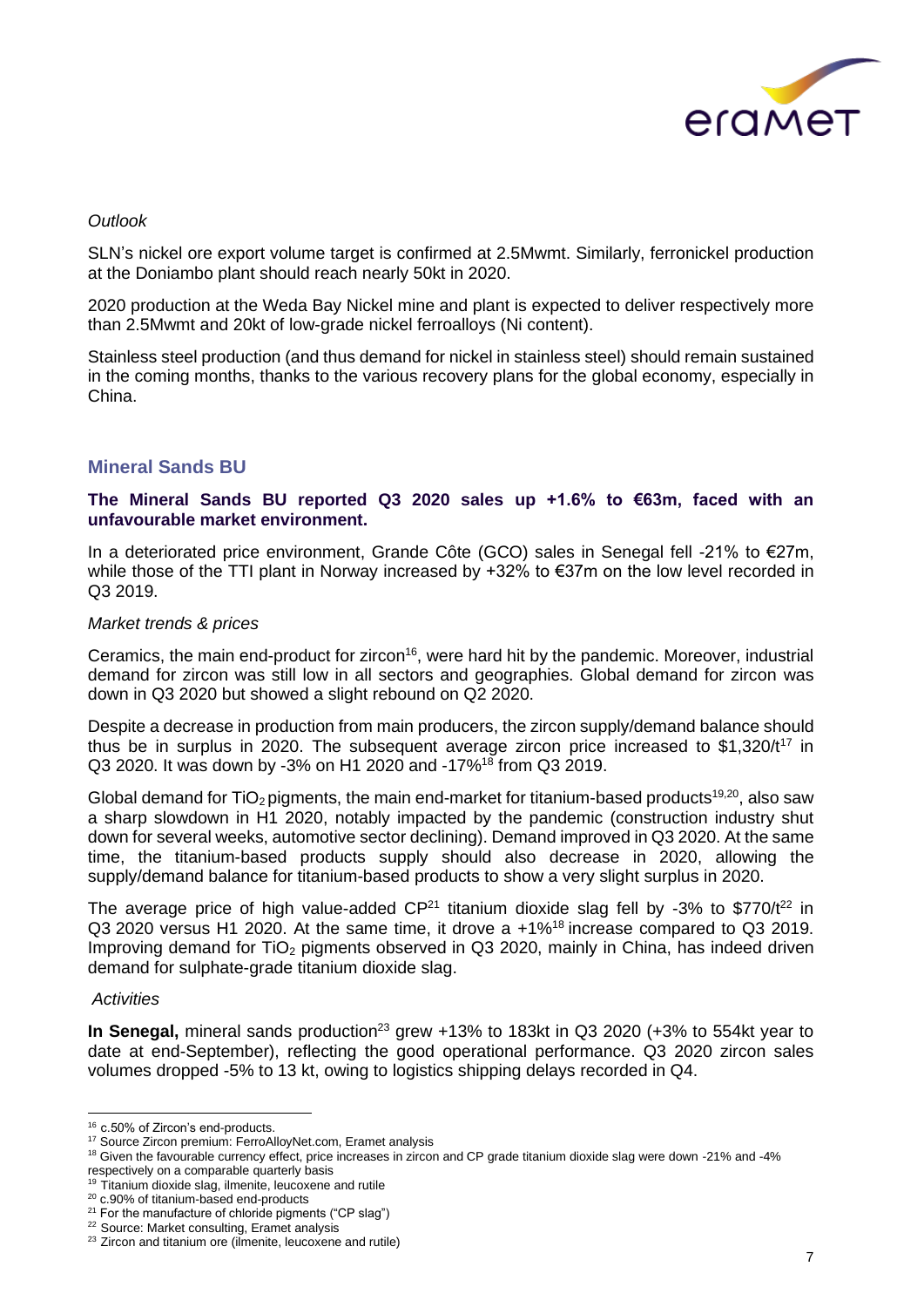*Outlook*

SLN's nickel ore export volume target is confirmed at 2.5Mwmt. Similarly, ferronickel production at the Doniambo plant should reach nearly 50kt in 2020.

2020 production at the Weda Bay Nickel mine and plant is expected to deliver respectively more than 2.5Mwmt and 20kt of low-grade nickel ferroalloys (Ni content).

Stainless steel production (and thus demand for nickel in stainless steel) should remain sustained in the coming months, thanks to the various recovery plans for the global economy, especially in China.

## Mineral Sands BU

**The Mineral Sands BU reported Q3 2020 sales up +1.6% to €63m, faced with an unfavourable market environment.**

In a deteriorated price environment, Grande Côte (GCO) sales in Senegal fell -21% to €27m, while those of the TTI plant in Norway increased by +32% to €37m on the low level recorded in Q3 2019.

*Market trends & prices*

Ceramics, the main end-product for zircon[16], were hard hit by the pandemic. Moreover, industrial demand for zircon was still low in all sectors and geographies. Global demand for zircon was down in Q3 2020 but showed a slight rebound on Q2 2020.

Despite a decrease in production from main producers, the zircon supply/demand balance should thus be in surplus in 2020. The subsequent average zircon price increased to $1,320/t[17] in Q3 2020. It was down by -3% on H1 2020 and -17%[18] from Q3 2019.

Global demand for $TiO_2$ pigments, the main end-market for titanium-based products[19,20], also saw a sharp slowdown in H1 2020, notably impacted by the pandemic (construction industry shut down for several weeks, automotive sector declining). Demand improved in Q3 2020. At the same time, the titanium-based products supply should also decrease in 2020, allowing the supply/demand balance for titanium-based products to show a very slight surplus in 2020.

The average price of high value-added CP[21] titanium dioxide slag fell by -3% to $770/t[22] in Q3 2020 versus H1 2020. At the same time, it drove a +1%[18] increase compared to Q3 2019. Improving demand for $TiO_2$ pigments observed in Q3 2020, mainly in China, has indeed driven demand for sulphate-grade titanium dioxide slag.

*Activities*

**In Senegal,** mineral sands production[23] grew +13% to 183kt in Q3 2020 (+3% to 554kt year to date at end-September), reflecting the good operational performance. Q3 2020 zircon sales volumes dropped -5% to 13 kt, owing to logistics shipping delays recorded in Q4.

---

[16] c.50% of Zircon's end-products.
[17] Source Zircon premium: FerroAlloyNet.com, Eramet analysis
[18] Given the favourable currency effect, price increases in zircon and CP grade titanium dioxide slag were down -21% and -4% respectively on a comparable quarterly basis
[19] Titanium dioxide slag, ilmenite, leucoxene and rutile
[20] c.90% of titanium-based end-products
[21] For the manufacture of chloride pigments ("CP slag")
[22] Source: Market consulting, Eramet analysis
[23] Zircon and titanium ore (ilmenite, leucoxene and rutile)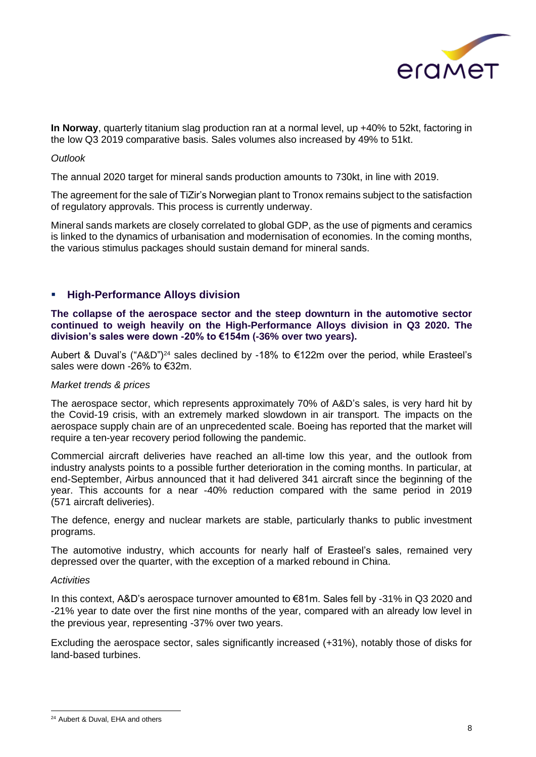**In Norway**, quarterly titanium slag production ran at a normal level, up +40% to 52kt, factoring in the low Q3 2019 comparative basis. Sales volumes also increased by 49% to 51kt.

*Outlook*

The annual 2020 target for mineral sands production amounts to 730kt, in line with 2019.

The agreement for the sale of TiZir's Norwegian plant to Tronox remains subject to the satisfaction of regulatory approvals. This process is currently underway.

Mineral sands markets are closely correlated to global GDP, as the use of pigments and ceramics is linked to the dynamics of urbanisation and modernisation of economies. In the coming months, the various stimulus packages should sustain demand for mineral sands.

## High-Performance Alloys division

**The collapse of the aerospace sector and the steep downturn in the automotive sector continued to weigh heavily on the High-Performance Alloys division in Q3 2020. The division's sales were down -20% to €154m (-36% over two years).**

Aubert & Duval's ("A&D")[24] sales declined by -18% to €122m over the period, while Erasteel's sales were down -26% to €32m.

*Market trends & prices*

The aerospace sector, which represents approximately 70% of A&D's sales, is very hard hit by the Covid-19 crisis, with an extremely marked slowdown in air transport. The impacts on the aerospace supply chain are of an unprecedented scale. Boeing has reported that the market will require a ten-year recovery period following the pandemic.

Commercial aircraft deliveries have reached an all-time low this year, and the outlook from industry analysts points to a possible further deterioration in the coming months. In particular, at end-September, Airbus announced that it had delivered 341 aircraft since the beginning of the year. This accounts for a near -40% reduction compared with the same period in 2019 (571 aircraft deliveries).

The defence, energy and nuclear markets are stable, particularly thanks to public investment programs.

The automotive industry, which accounts for nearly half of Erasteel's sales, remained very depressed over the quarter, with the exception of a marked rebound in China.

*Activities*

In this context, A&D's aerospace turnover amounted to €81m. Sales fell by -31% in Q3 2020 and -21% year to date over the first nine months of the year, compared with an already low level in the previous year, representing -37% over two years.

Excluding the aerospace sector, sales significantly increased (+31%), notably those of disks for land-based turbines.

[24] Aubert & Duval, EHA and others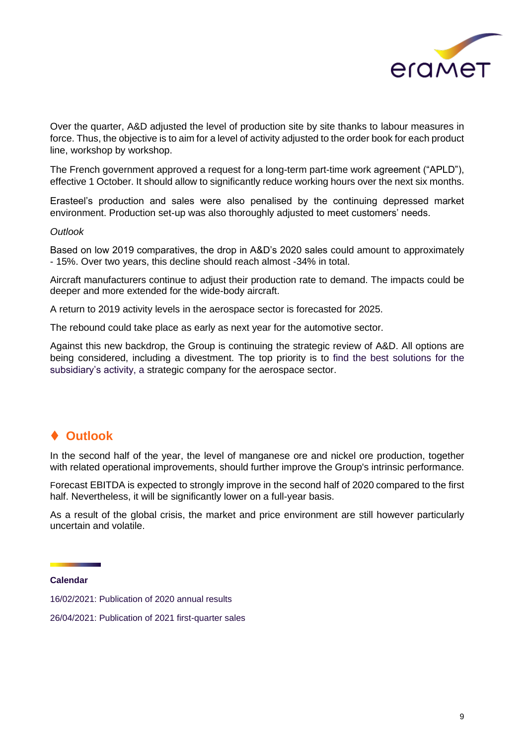Over the quarter, A&D adjusted the level of production site by site thanks to labour measures in force. Thus, the objective is to aim for a level of activity adjusted to the order book for each product line, workshop by workshop.

The French government approved a request for a long-term part-time work agreement ("APLD"), effective 1 October. It should allow to significantly reduce working hours over the next six months.

Erasteel's production and sales were also penalised by the continuing depressed market environment. Production set-up was also thoroughly adjusted to meet customers' needs.

*Outlook*

Based on low 2019 comparatives, the drop in A&D's 2020 sales could amount to approximately - 15%. Over two years, this decline should reach almost -34% in total.

Aircraft manufacturers continue to adjust their production rate to demand. The impacts could be deeper and more extended for the wide-body aircraft.

A return to 2019 activity levels in the aerospace sector is forecasted for 2025.

The rebound could take place as early as next year for the automotive sector.

Against this new backdrop, the Group is continuing the strategic review of A&D. All options are being considered, including a divestment. The top priority is to find the best solutions for the subsidiary's activity, a strategic company for the aerospace sector.

## ♦ Outlook

In the second half of the year, the level of manganese ore and nickel ore production, together with related operational improvements, should further improve the Group's intrinsic performance.

Forecast EBITDA is expected to strongly improve in the second half of 2020 compared to the first half. Nevertheless, it will be significantly lower on a full-year basis.

As a result of the global crisis, the market and price environment are still however particularly uncertain and volatile.

**Calendar**

16/02/2021: Publication of 2020 annual results

26/04/2021: Publication of 2021 first-quarter sales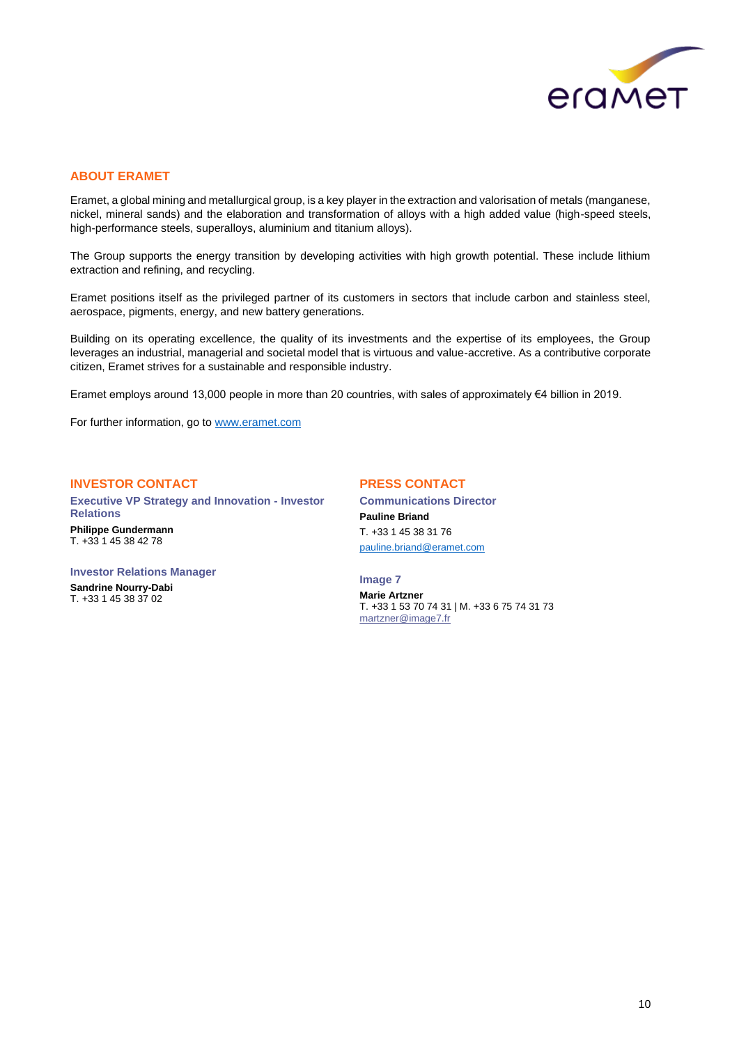## ABOUT ERAMET

Eramet, a global mining and metallurgical group, is a key player in the extraction and valorisation of metals (manganese, nickel, mineral sands) and the elaboration and transformation of alloys with a high added value (high-speed steels, high-performance steels, superalloys, aluminium and titanium alloys).

The Group supports the energy transition by developing activities with high growth potential. These include lithium extraction and refining, and recycling.

Eramet positions itself as the privileged partner of its customers in sectors that include carbon and stainless steel, aerospace, pigments, energy, and new battery generations.

Building on its operating excellence, the quality of its investments and the expertise of its employees, the Group leverages an industrial, managerial and societal model that is virtuous and value-accretive. As a contributive corporate citizen, Eramet strives for a sustainable and responsible industry.

Eramet employs around 13,000 people in more than 20 countries, with sales of approximately €4 billion in 2019.

For further information, go to www.eramet.com

## INVESTOR CONTACT

### Executive VP Strategy and Innovation - Investor Relations

**Philippe Gundermann**
T. +33 1 45 38 42 78

### Investor Relations Manager

**Sandrine Nourry-Dabi**
T. +33 1 45 38 37 02

## PRESS CONTACT

### Communications Director

**Pauline Briand**
T. +33 1 45 38 31 76
pauline.briand@eramet.com

### Image 7

**Marie Artzner**
T. +33 1 53 70 74 31 | M. +33 6 75 74 31 73
martzner@image7.fr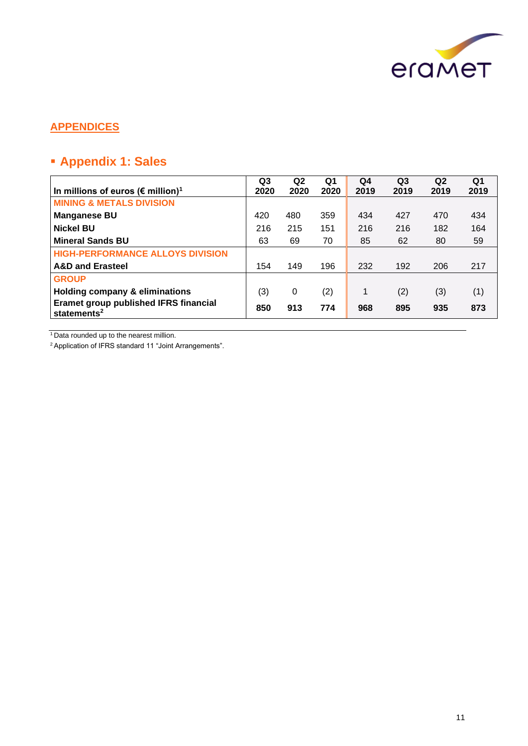## APPENDICES

### ▪ Appendix 1: Sales

| In millions of euros (€ million)[1] | Q3 2020 | Q2 2020 | Q1 2020 | Q4 2019 | Q3 2019 | Q2 2019 | Q1 2019 |
|---|---|---|---|---|---|---|---|
| **MINING & METALS DIVISION** | | | | | | | |
| **Manganese BU** | 420 | 480 | 359 | 434 | 427 | 470 | 434 |
| **Nickel BU** | 216 | 215 | 151 | 216 | 216 | 182 | 164 |
| **Mineral Sands BU** | 63 | 69 | 70 | 85 | 62 | 80 | 59 |
| **HIGH-PERFORMANCE ALLOYS DIVISION** | | | | | | | |
| **A&D and Erasteel** | 154 | 149 | 196 | 232 | 192 | 206 | 217 |
| **GROUP** | | | | | | | |
| **Holding company & eliminations** | (3) | 0 | (2) | 1 | (2) | (3) | (1) |
| **Eramet group published IFRS financial statements[2]** | **850** | **913** | **774** | **968** | **895** | **935** | **873** |

[1] Data rounded up to the nearest million.

[2] Application of IFRS standard 11 "Joint Arrangements".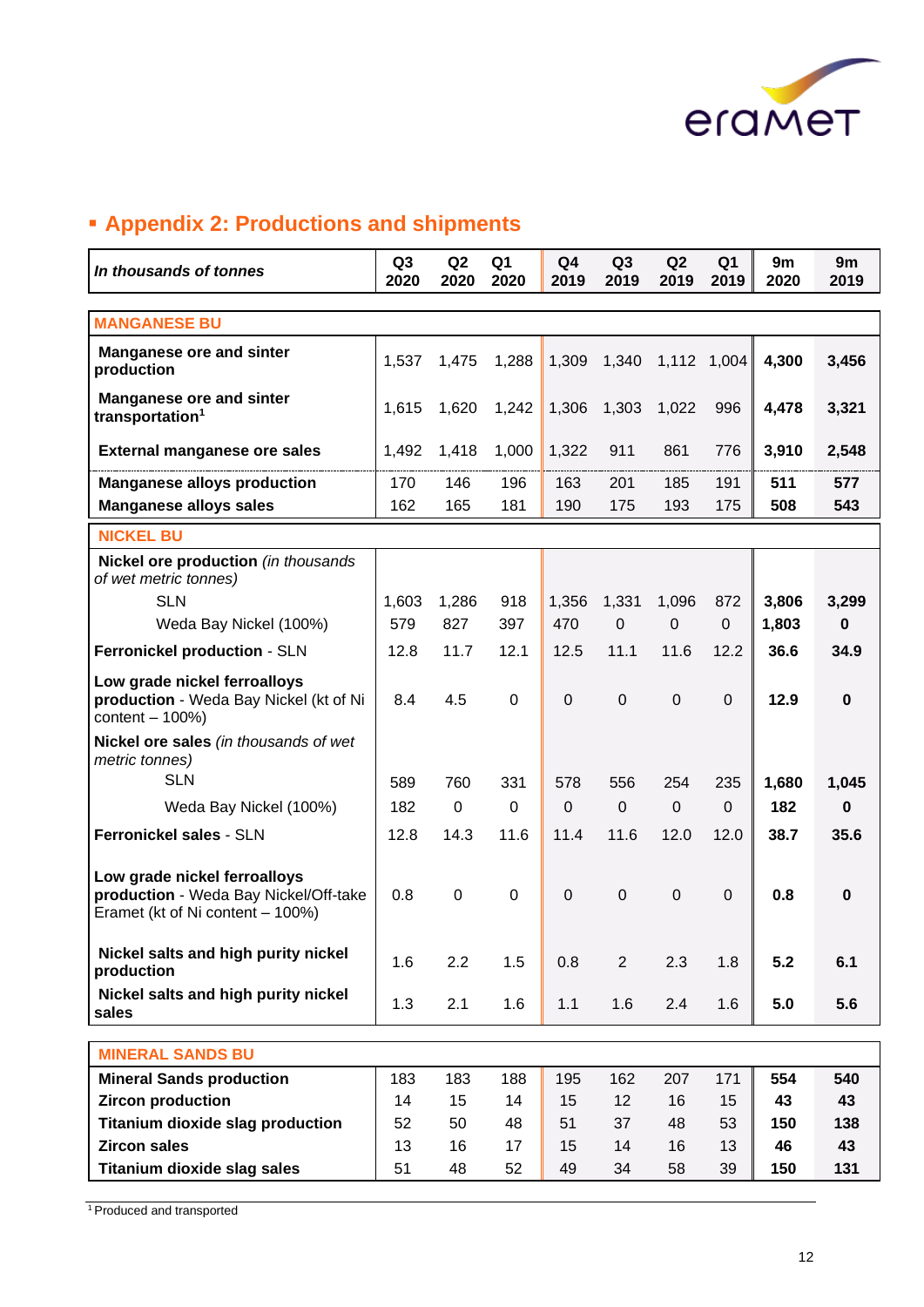## ▪ Appendix 2: Productions and shipments

| *In thousands of tonnes* | Q3 2020 | Q2 2020 | Q1 2020 | Q4 2019 | Q3 2019 | Q2 2019 | Q1 2019 | 9m 2020 | 9m 2019 |
|---|---|---|---|---|---|---|---|---|---|
| **MANGANESE BU** | | | | | | | | | |
| **Manganese ore and sinter production** | 1,537 | 1,475 | 1,288 | 1,309 | 1,340 | 1,112 | 1,004 | **4,300** | **3,456** |
| **Manganese ore and sinter transportation**[1] | 1,615 | 1,620 | 1,242 | 1,306 | 1,303 | 1,022 | 996 | **4,478** | **3,321** |
| **External manganese ore sales** | 1,492 | 1,418 | 1,000 | 1,322 | 911 | 861 | 776 | **3,910** | **2,548** |
| **Manganese alloys production** | 170 | 146 | 196 | 163 | 201 | 185 | 191 | **511** | **577** |
| **Manganese alloys sales** | 162 | 165 | 181 | 190 | 175 | 193 | 175 | **508** | **543** |
| **NICKEL BU** | | | | | | | | | |
| **Nickel ore production** *(in thousands of wet metric tonnes)* | | | | | | | | | |
| SLN | 1,603 | 1,286 | 918 | 1,356 | 1,331 | 1,096 | 872 | **3,806** | **3,299** |
| Weda Bay Nickel (100%) | 579 | 827 | 397 | 470 | 0 | 0 | 0 | **1,803** | **0** |
| **Ferronickel production** - SLN | 12.8 | 11.7 | 12.1 | 12.5 | 11.1 | 11.6 | 12.2 | **36.6** | **34.9** |
| **Low grade nickel ferroalloys production** - Weda Bay Nickel (kt of Ni content – 100%) | 8.4 | 4.5 | 0 | 0 | 0 | 0 | 0 | **12.9** | **0** |
| **Nickel ore sales** *(in thousands of wet metric tonnes)* | | | | | | | | | |
| SLN | 589 | 760 | 331 | 578 | 556 | 254 | 235 | **1,680** | **1,045** |
| Weda Bay Nickel (100%) | 182 | 0 | 0 | 0 | 0 | 0 | 0 | **182** | **0** |
| **Ferronickel sales** - SLN | 12.8 | 14.3 | 11.6 | 11.4 | 11.6 | 12.0 | 12.0 | **38.7** | **35.6** |
| **Low grade nickel ferroalloys production** - Weda Bay Nickel/Off-take Eramet (kt of Ni content – 100%) | 0.8 | 0 | 0 | 0 | 0 | 0 | 0 | **0.8** | **0** |
| **Nickel salts and high purity nickel production** | 1.6 | 2.2 | 1.5 | 0.8 | 2 | 2.3 | 1.8 | **5.2** | **6.1** |
| **Nickel salts and high purity nickel sales** | 1.3 | 2.1 | 1.6 | 1.1 | 1.6 | 2.4 | 1.6 | **5.0** | **5.6** |
| **MINERAL SANDS BU** | | | | | | | | | |
| **Mineral Sands production** | 183 | 183 | 188 | 195 | 162 | 207 | 171 | **554** | **540** |
| **Zircon production** | 14 | 15 | 14 | 15 | 12 | 16 | 15 | **43** | **43** |
| **Titanium dioxide slag production** | 52 | 50 | 48 | 51 | 37 | 48 | 53 | **150** | **138** |
| **Zircon sales** | 13 | 16 | 17 | 15 | 14 | 16 | 13 | **46** | **43** |
| **Titanium dioxide slag sales** | 51 | 48 | 52 | 49 | 34 | 58 | 39 | **150** | **131** |

[1] Produced and transported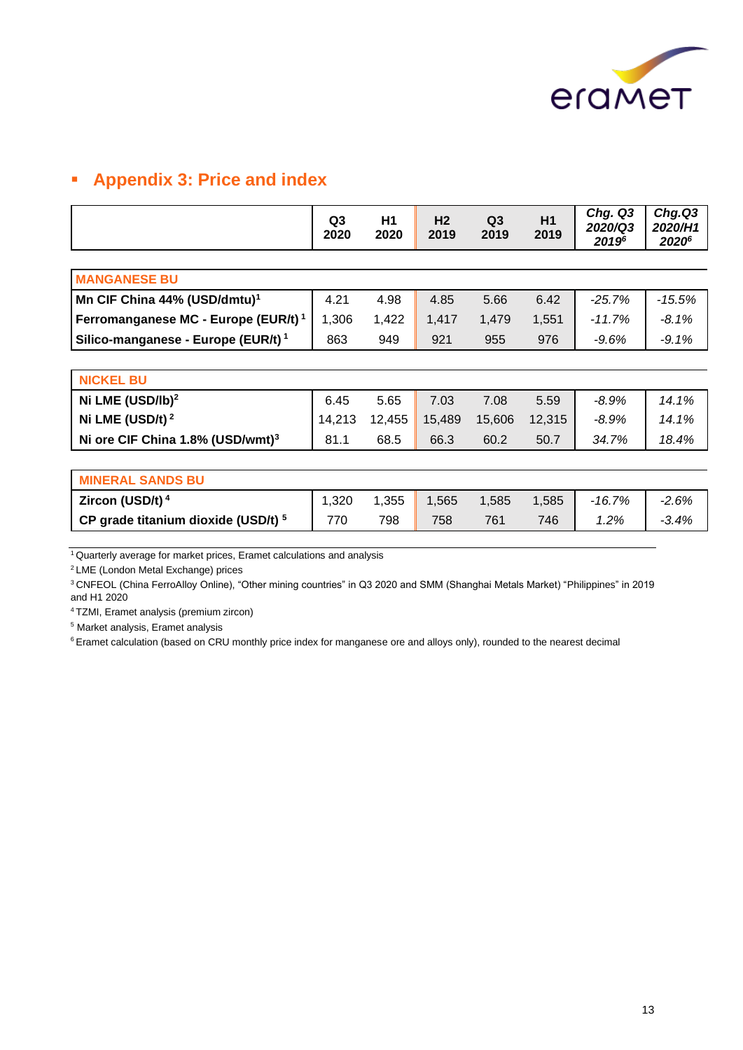## Appendix 3: Price and index

| | Q3 2020 | H1 2020 | H2 2019 | Q3 2019 | H1 2019 | Chg. Q3 2020/Q3 2019[6] | Chg.Q3 2020/H1 2020[6] |
|---|---|---|---|---|---|---|---|
| **MANGANESE BU** | | | | | | | |
| **Mn CIF China 44% (USD/dmtu)**[1] | 4.21 | 4.98 | 4.85 | 5.66 | 6.42 | *-25.7%* | *-15.5%* |
| **Ferromanganese MC - Europe (EUR/t)**[1] | 1,306 | 1,422 | 1,417 | 1,479 | 1,551 | *-11.7%* | *-8.1%* |
| **Silico-manganese - Europe (EUR/t)**[1] | 863 | 949 | 921 | 955 | 976 | *-9.6%* | *-9.1%* |
| **NICKEL BU** | | | | | | | |
| **Ni LME (USD/lb)**[2] | 6.45 | 5.65 | 7.03 | 7.08 | 5.59 | *-8.9%* | *14.1%* |
| **Ni LME (USD/t)**[2] | 14,213 | 12,455 | 15,489 | 15,606 | 12,315 | *-8.9%* | *14.1%* |
| **Ni ore CIF China 1.8% (USD/wmt)**[3] | 81.1 | 68.5 | 66.3 | 60.2 | 50.7 | *34.7%* | *18.4%* |
| **MINERAL SANDS BU** | | | | | | | |
| **Zircon (USD/t)**[4] | 1,320 | 1,355 | 1,565 | 1,585 | 1,585 | *-16.7%* | *-2.6%* |
| **CP grade titanium dioxide (USD/t)**[5] | 770 | 798 | 758 | 761 | 746 | *1.2%* | *-3.4%* |

[1] Quarterly average for market prices, Eramet calculations and analysis

[2] LME (London Metal Exchange) prices

[3] CNFEOL (China FerroAlloy Online), "Other mining countries" in Q3 2020 and SMM (Shanghai Metals Market) "Philippines" in 2019 and H1 2020

[4] TZMI, Eramet analysis (premium zircon)

[5] Market analysis, Eramet analysis

[6] Eramet calculation (based on CRU monthly price index for manganese ore and alloys only), rounded to the nearest decimal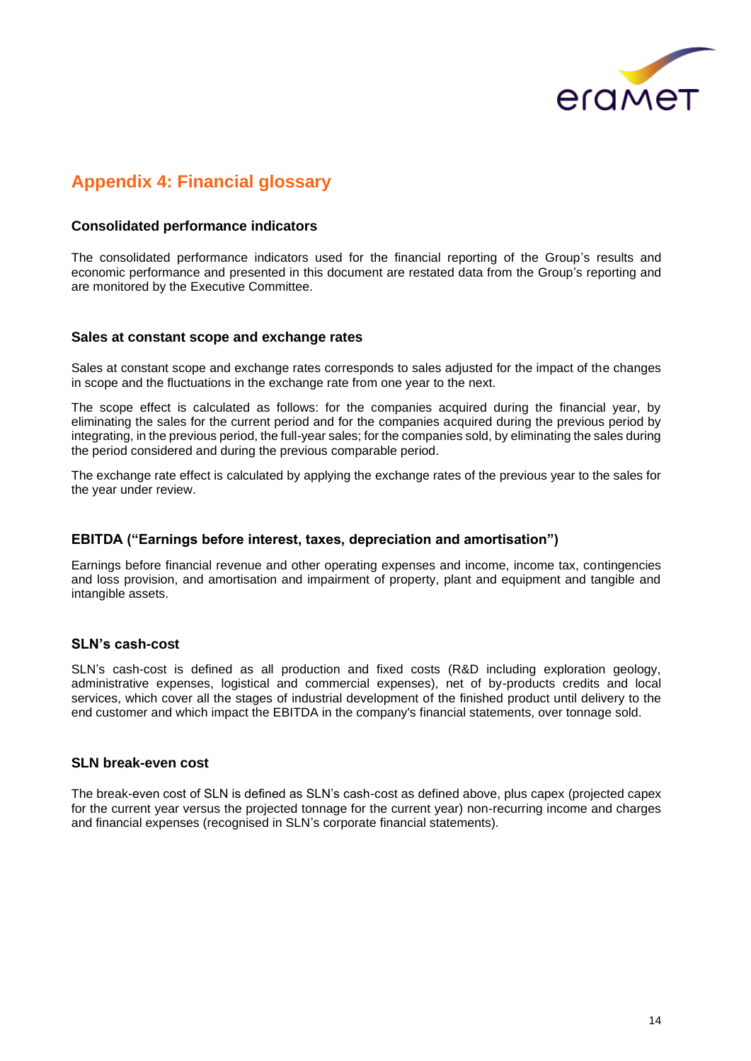# Appendix 4: Financial glossary

### Consolidated performance indicators

The consolidated performance indicators used for the financial reporting of the Group's results and economic performance and presented in this document are restated data from the Group's reporting and are monitored by the Executive Committee.

### Sales at constant scope and exchange rates

Sales at constant scope and exchange rates corresponds to sales adjusted for the impact of the changes in scope and the fluctuations in the exchange rate from one year to the next.

The scope effect is calculated as follows: for the companies acquired during the financial year, by eliminating the sales for the current period and for the companies acquired during the previous period by integrating, in the previous period, the full-year sales; for the companies sold, by eliminating the sales during the period considered and during the previous comparable period.

The exchange rate effect is calculated by applying the exchange rates of the previous year to the sales for the year under review.

### EBITDA ("Earnings before interest, taxes, depreciation and amortisation")

Earnings before financial revenue and other operating expenses and income, income tax, contingencies and loss provision, and amortisation and impairment of property, plant and equipment and tangible and intangible assets.

### SLN's cash-cost

SLN's cash-cost is defined as all production and fixed costs (R&D including exploration geology, administrative expenses, logistical and commercial expenses), net of by-products credits and local services, which cover all the stages of industrial development of the finished product until delivery to the end customer and which impact the EBITDA in the company's financial statements, over tonnage sold.

### SLN break-even cost

The break-even cost of SLN is defined as SLN's cash-cost as defined above, plus capex (projected capex for the current year versus the projected tonnage for the current year) non-recurring income and charges and financial expenses (recognised in SLN's corporate financial statements).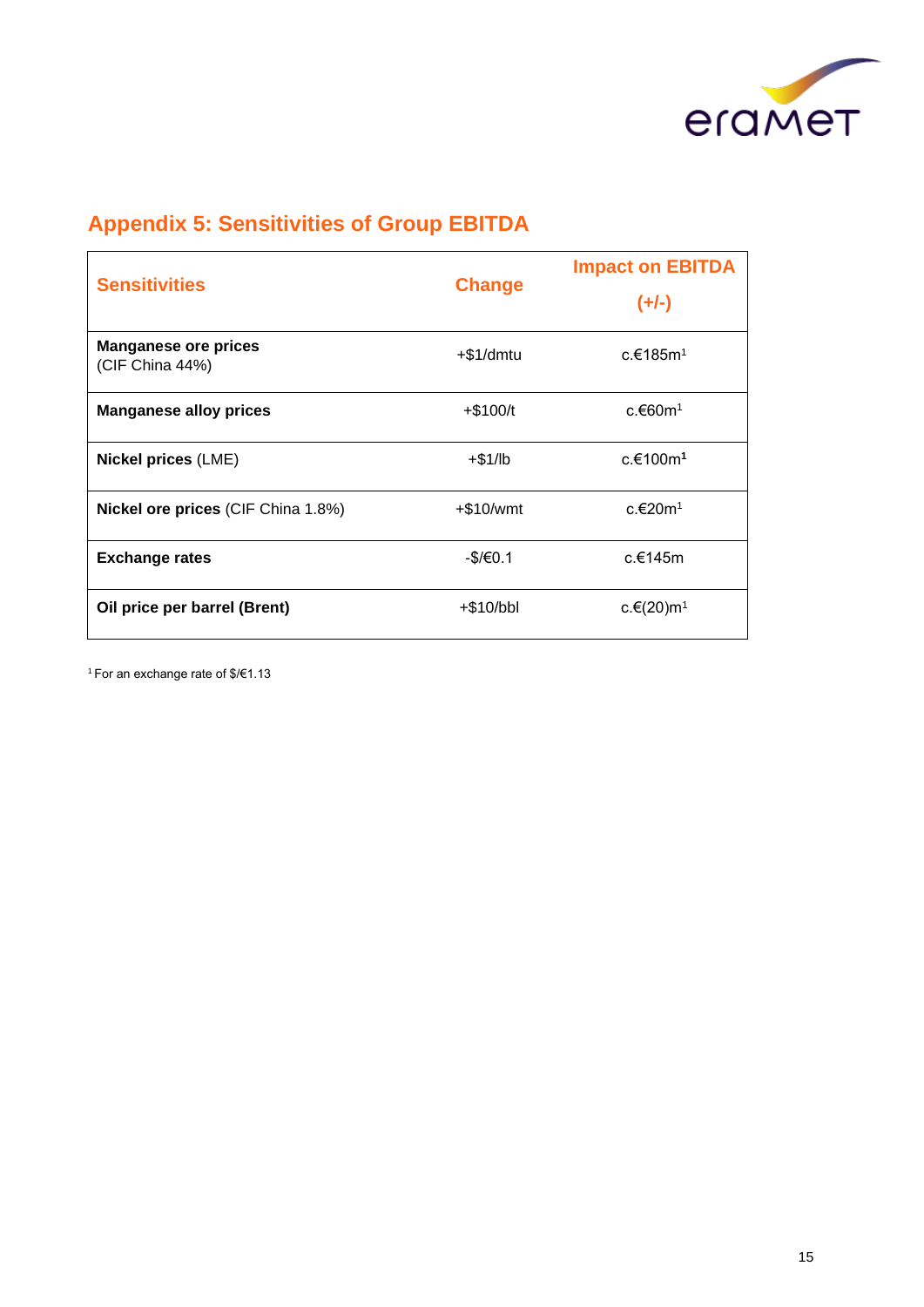## Appendix 5: Sensitivities of Group EBITDA

| Sensitivities | Change | Impact on EBITDA (+/-) |
|---|---|---|
| **Manganese ore prices** (CIF China 44%) | +$1/dmtu | c.€185m[1] |
| **Manganese alloy prices** | +$100/t | c.€60m[1] |
| **Nickel prices** (LME) | +$1/lb | c.€100m[1] |
| **Nickel ore prices** (CIF China 1.8%) | +$10/wmt | c.€20m[1] |
| **Exchange rates** | -$/€0.1 | c.€145m |
| **Oil price per barrel (Brent)** | +$10/bbl | c.€(20)m[1] |

[1] For an exchange rate of $/€1.13